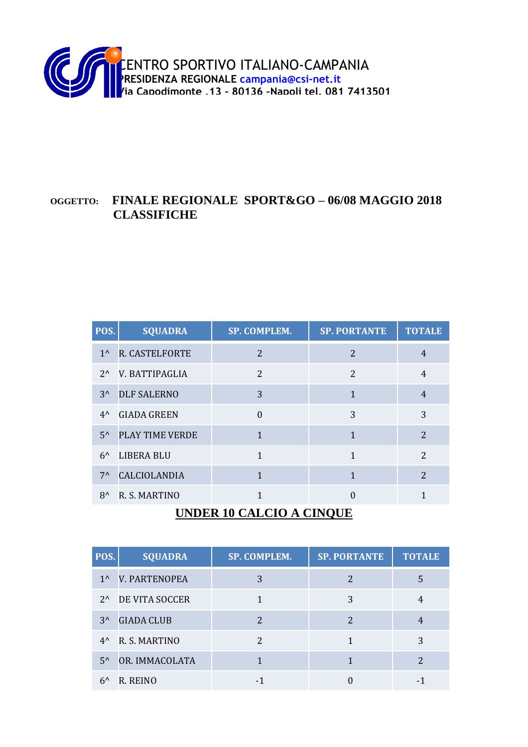CENTRO SPORTIVO ITALIANO-CAMPANIA
**PRESIDENZA REGIONALE** campania@csi-net.it
**Via Capodimonte ,13 - 80136 -Napoli tel. 081 7413501**

**OGGETTO:** **FINALE REGIONALE SPORT&GO – 06/08 MAGGIO 2018 CLASSIFICHE**

| POS. | SQUADRA | SP. COMPLEM. | SP. PORTANTE | TOTALE |
|---|---|---|---|---|
| 1^ | R. CASTELFORTE | 2 | 2 | 4 |
| 2^ | V. BATTIPAGLIA | 2 | 2 | 4 |
| 3^ | DLF SALERNO | 3 | 1 | 4 |
| 4^ | GIADA GREEN | 0 | 3 | 3 |
| 5^ | PLAY TIME VERDE | 1 | 1 | 2 |
| 6^ | LIBERA BLU | 1 | 1 | 2 |
| 7^ | CALCIOLANDIA | 1 | 1 | 2 |
| 8^ | R. S. MARTINO | 1 | 0 | 1 |

## UNDER 10 CALCIO A CINQUE

| POS. | SQUADRA | SP. COMPLEM. | SP. PORTANTE | TOTALE |
|---|---|---|---|---|
| 1^ | V. PARTENOPEA | 3 | 2 | 5 |
| 2^ | DE VITA SOCCER | 1 | 3 | 4 |
| 3^ | GIADA CLUB | 2 | 2 | 4 |
| 4^ | R. S. MARTINO | 2 | 1 | 3 |
| 5^ | OR. IMMACOLATA | 1 | 1 | 2 |
| 6^ | R. REINO | -1 | 0 | -1 |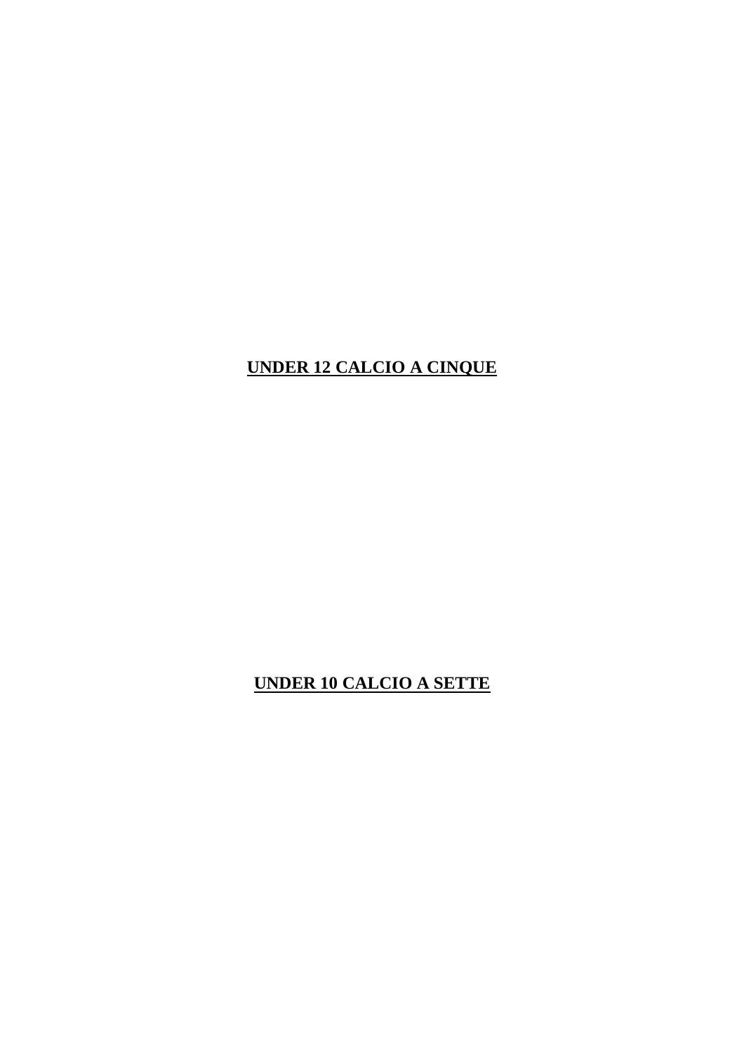**UNDER 12 CALCIO A CINQUE**

**UNDER 10 CALCIO A SETTE**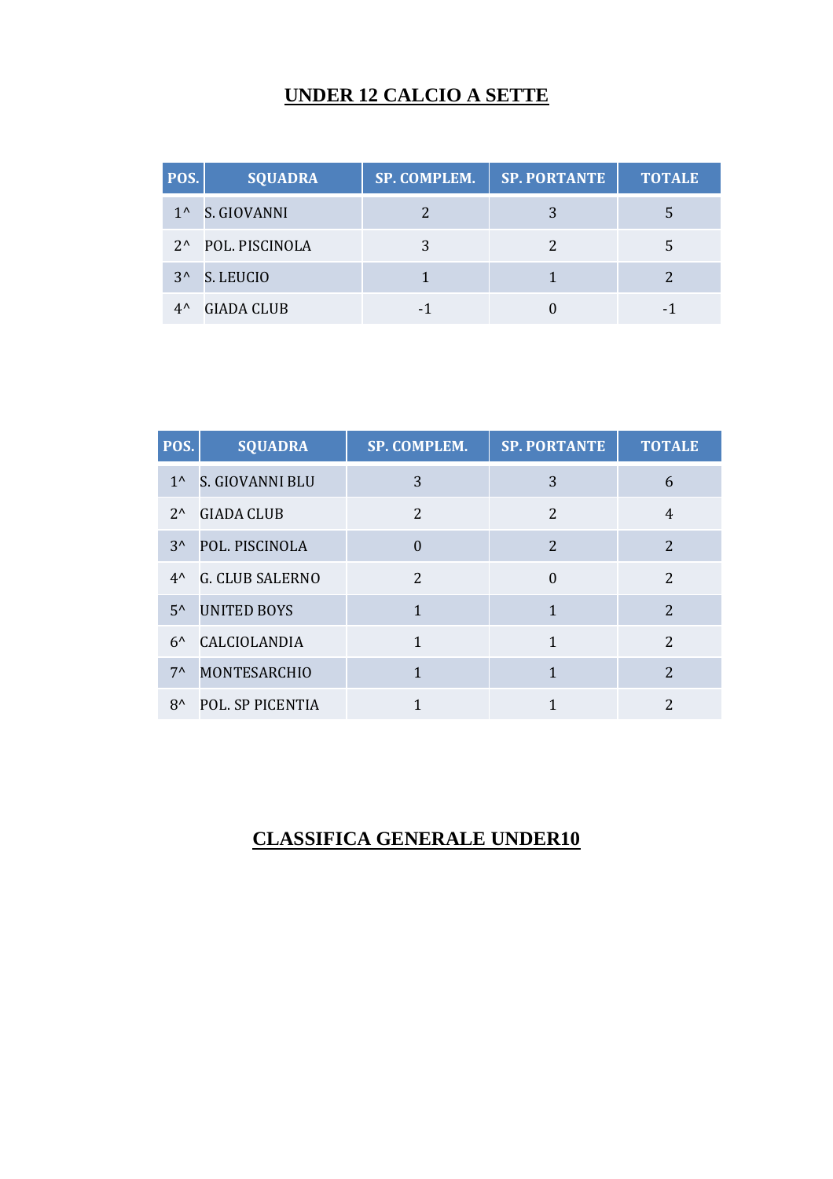## UNDER 12 CALCIO A SETTE

| POS. | SQUADRA | SP. COMPLEM. | SP. PORTANTE | TOTALE |
|---|---|---|---|---|
| 1^ | S. GIOVANNI | 2 | 3 | 5 |
| 2^ | POL. PISCINOLA | 3 | 2 | 5 |
| 3^ | S. LEUCIO | 1 | 1 | 2 |
| 4^ | GIADA CLUB | -1 | 0 | -1 |

| POS. | SQUADRA | SP. COMPLEM. | SP. PORTANTE | TOTALE |
|---|---|---|---|---|
| 1^ | S. GIOVANNI BLU | 3 | 3 | 6 |
| 2^ | GIADA CLUB | 2 | 2 | 4 |
| 3^ | POL. PISCINOLA | 0 | 2 | 2 |
| 4^ | G. CLUB SALERNO | 2 | 0 | 2 |
| 5^ | UNITED BOYS | 1 | 1 | 2 |
| 6^ | CALCIOLANDIA | 1 | 1 | 2 |
| 7^ | MONTESARCHIO | 1 | 1 | 2 |
| 8^ | POL. SP PICENTIA | 1 | 1 | 2 |

## CLASSIFICA GENERALE UNDER10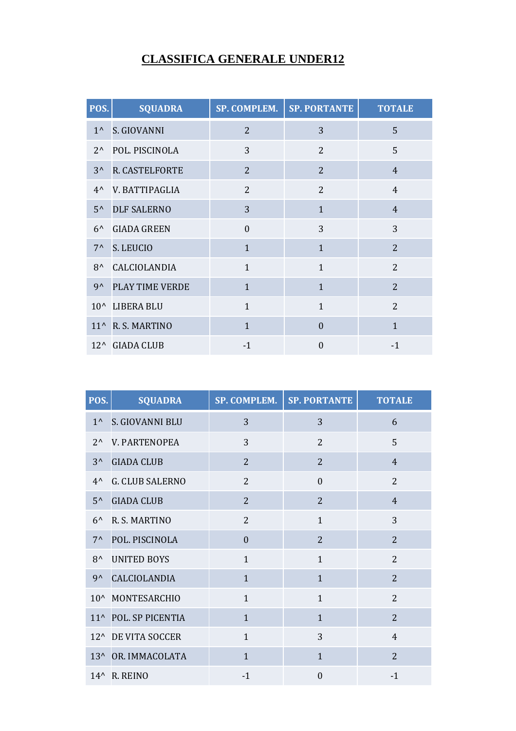# CLASSIFICA GENERALE UNDER12

| POS. | SQUADRA | SP. COMPLEM. | SP. PORTANTE | TOTALE |
|---|---|---|---|---|
| 1^ | S. GIOVANNI | 2 | 3 | 5 |
| 2^ | POL. PISCINOLA | 3 | 2 | 5 |
| 3^ | R. CASTELFORTE | 2 | 2 | 4 |
| 4^ | V. BATTIPAGLIA | 2 | 2 | 4 |
| 5^ | DLF SALERNO | 3 | 1 | 4 |
| 6^ | GIADA GREEN | 0 | 3 | 3 |
| 7^ | S. LEUCIO | 1 | 1 | 2 |
| 8^ | CALCIOLANDIA | 1 | 1 | 2 |
| 9^ | PLAY TIME VERDE | 1 | 1 | 2 |
| 10^ | LIBERA BLU | 1 | 1 | 2 |
| 11^ | R. S. MARTINO | 1 | 0 | 1 |
| 12^ | GIADA CLUB | -1 | 0 | -1 |

| POS. | SQUADRA | SP. COMPLEM. | SP. PORTANTE | TOTALE |
|---|---|---|---|---|
| 1^ | S. GIOVANNI BLU | 3 | 3 | 6 |
| 2^ | V. PARTENOPEA | 3 | 2 | 5 |
| 3^ | GIADA CLUB | 2 | 2 | 4 |
| 4^ | G. CLUB SALERNO | 2 | 0 | 2 |
| 5^ | GIADA CLUB | 2 | 2 | 4 |
| 6^ | R. S. MARTINO | 2 | 1 | 3 |
| 7^ | POL. PISCINOLA | 0 | 2 | 2 |
| 8^ | UNITED BOYS | 1 | 1 | 2 |
| 9^ | CALCIOLANDIA | 1 | 1 | 2 |
| 10^ | MONTESARCHIO | 1 | 1 | 2 |
| 11^ | POL. SP PICENTIA | 1 | 1 | 2 |
| 12^ | DE VITA SOCCER | 1 | 3 | 4 |
| 13^ | OR. IMMACOLATA | 1 | 1 | 2 |
| 14^ | R. REINO | -1 | 0 | -1 |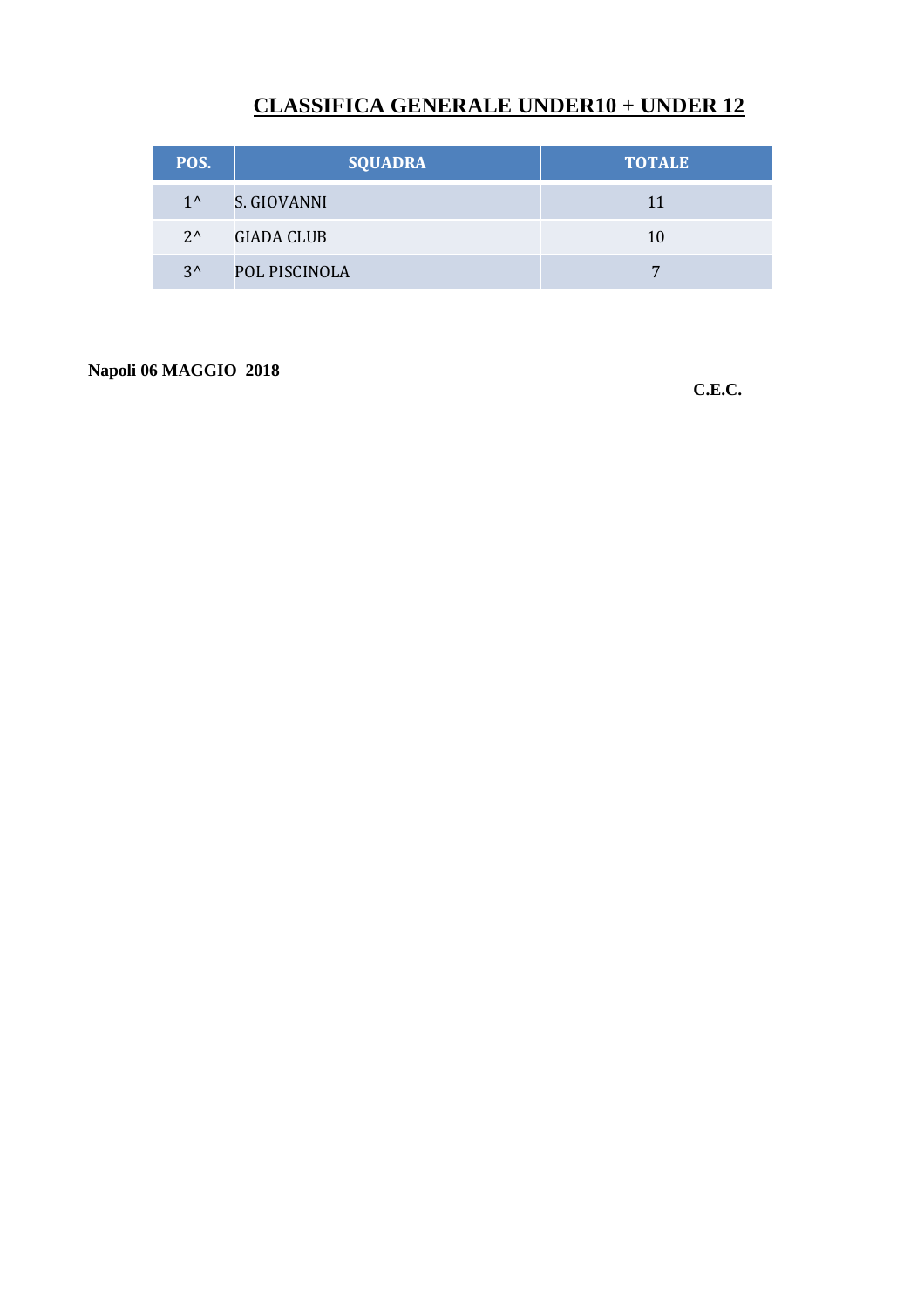# CLASSIFICA GENERALE UNDER10 + UNDER 12

| POS. | SQUADRA | TOTALE |
|---|---|---|
| 1^ | S. GIOVANNI | 11 |
| 2^ | GIADA CLUB | 10 |
| 3^ | POL PISCINOLA | 7 |

**Napoli 06 MAGGIO 2018**

**C.E.C.**